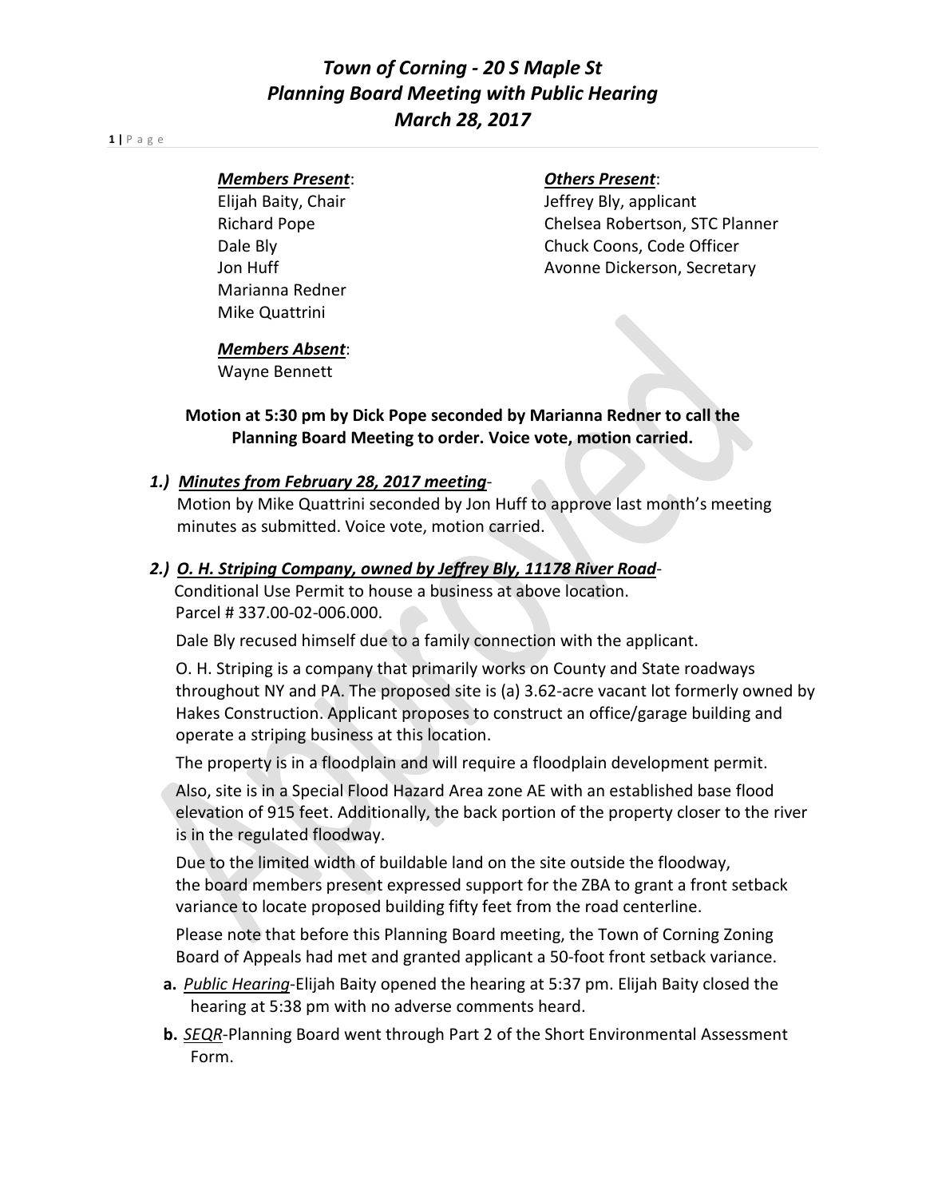# *Town of Corning - 20 S Maple St*
# *Planning Board Meeting with Public Hearing*
# *March 28, 2017*

***Members Present***:
Elijah Baity, Chair
Richard Pope
Dale Bly
Jon Huff
Marianna Redner
Mike Quattrini

***Others Present***:
Jeffrey Bly, applicant
Chelsea Robertson, STC Planner
Chuck Coons, Code Officer
Avonne Dickerson, Secretary

***Members Absent***:
Wayne Bennett

**Motion at 5:30 pm by Dick Pope seconded by Marianna Redner to call the Planning Board Meeting to order. Voice vote, motion carried.**

***1.) Minutes from February 28, 2017 meeting***-
Motion by Mike Quattrini seconded by Jon Huff to approve last month's meeting minutes as submitted. Voice vote, motion carried.

***2.) O. H. Striping Company, owned by Jeffrey Bly, 11178 River Road***-
Conditional Use Permit to house a business at above location.
Parcel # 337.00-02-006.000.

Dale Bly recused himself due to a family connection with the applicant.

O. H. Striping is a company that primarily works on County and State roadways throughout NY and PA. The proposed site is (a) 3.62-acre vacant lot formerly owned by Hakes Construction. Applicant proposes to construct an office/garage building and operate a striping business at this location.

The property is in a floodplain and will require a floodplain development permit.

Also, site is in a Special Flood Hazard Area zone AE with an established base flood elevation of 915 feet. Additionally, the back portion of the property closer to the river is in the regulated floodway.

Due to the limited width of buildable land on the site outside the floodway, the board members present expressed support for the ZBA to grant a front setback variance to locate proposed building fifty feet from the road centerline.

Please note that before this Planning Board meeting, the Town of Corning Zoning Board of Appeals had met and granted applicant a 50-foot front setback variance.

**a.** *Public Hearing*-Elijah Baity opened the hearing at 5:37 pm. Elijah Baity closed the hearing at 5:38 pm with no adverse comments heard.

**b.** *SEQR*-Planning Board went through Part 2 of the Short Environmental Assessment Form.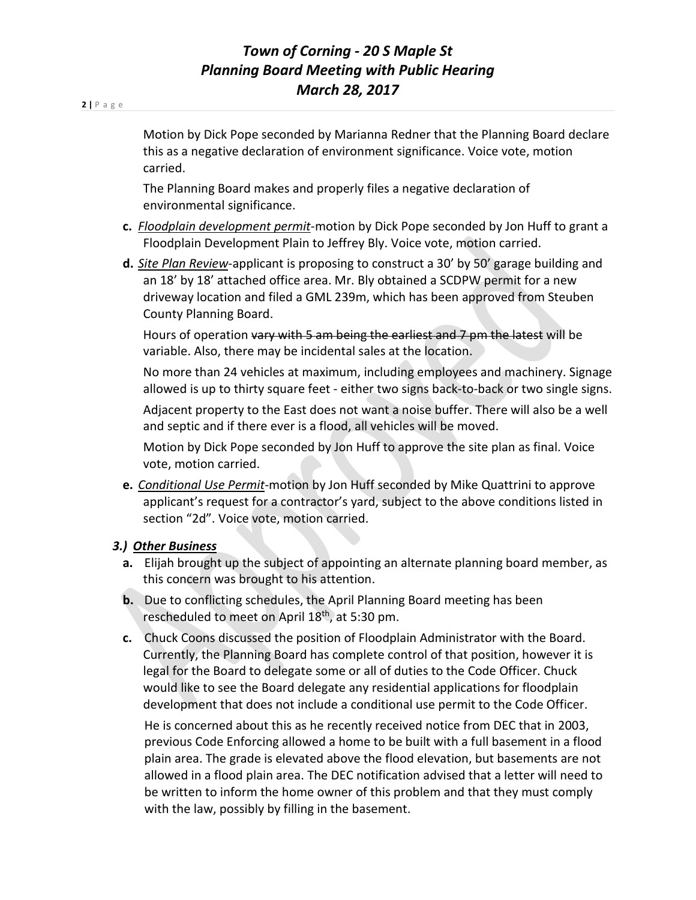Motion by Dick Pope seconded by Marianna Redner that the Planning Board declare this as a negative declaration of environment significance. Voice vote, motion carried.

The Planning Board makes and properly files a negative declaration of environmental significance.

**c.** *Floodplain development permit*-motion by Dick Pope seconded by Jon Huff to grant a Floodplain Development Plain to Jeffrey Bly. Voice vote, motion carried.

**d.** *Site Plan Review*-applicant is proposing to construct a 30' by 50' garage building and an 18' by 18' attached office area. Mr. Bly obtained a SCDPW permit for a new driveway location and filed a GML 239m, which has been approved from Steuben County Planning Board.

Hours of operation ~~vary with 5 am being the earliest and 7 pm the latest~~ will be variable. Also, there may be incidental sales at the location.

No more than 24 vehicles at maximum, including employees and machinery. Signage allowed is up to thirty square feet - either two signs back-to-back or two single signs.

Adjacent property to the East does not want a noise buffer. There will also be a well and septic and if there ever is a flood, all vehicles will be moved.

Motion by Dick Pope seconded by Jon Huff to approve the site plan as final. Voice vote, motion carried.

**e.** *Conditional Use Permit*-motion by Jon Huff seconded by Mike Quattrini to approve applicant's request for a contractor's yard, subject to the above conditions listed in section "2d". Voice vote, motion carried.

### *3.) Other Business*

**a.** Elijah brought up the subject of appointing an alternate planning board member, as this concern was brought to his attention.

**b.** Due to conflicting schedules, the April Planning Board meeting has been rescheduled to meet on April 18th, at 5:30 pm.

**c.** Chuck Coons discussed the position of Floodplain Administrator with the Board. Currently, the Planning Board has complete control of that position, however it is legal for the Board to delegate some or all of duties to the Code Officer. Chuck would like to see the Board delegate any residential applications for floodplain development that does not include a conditional use permit to the Code Officer.

He is concerned about this as he recently received notice from DEC that in 2003, previous Code Enforcing allowed a home to be built with a full basement in a flood plain area. The grade is elevated above the flood elevation, but basements are not allowed in a flood plain area. The DEC notification advised that a letter will need to be written to inform the home owner of this problem and that they must comply with the law, possibly by filling in the basement.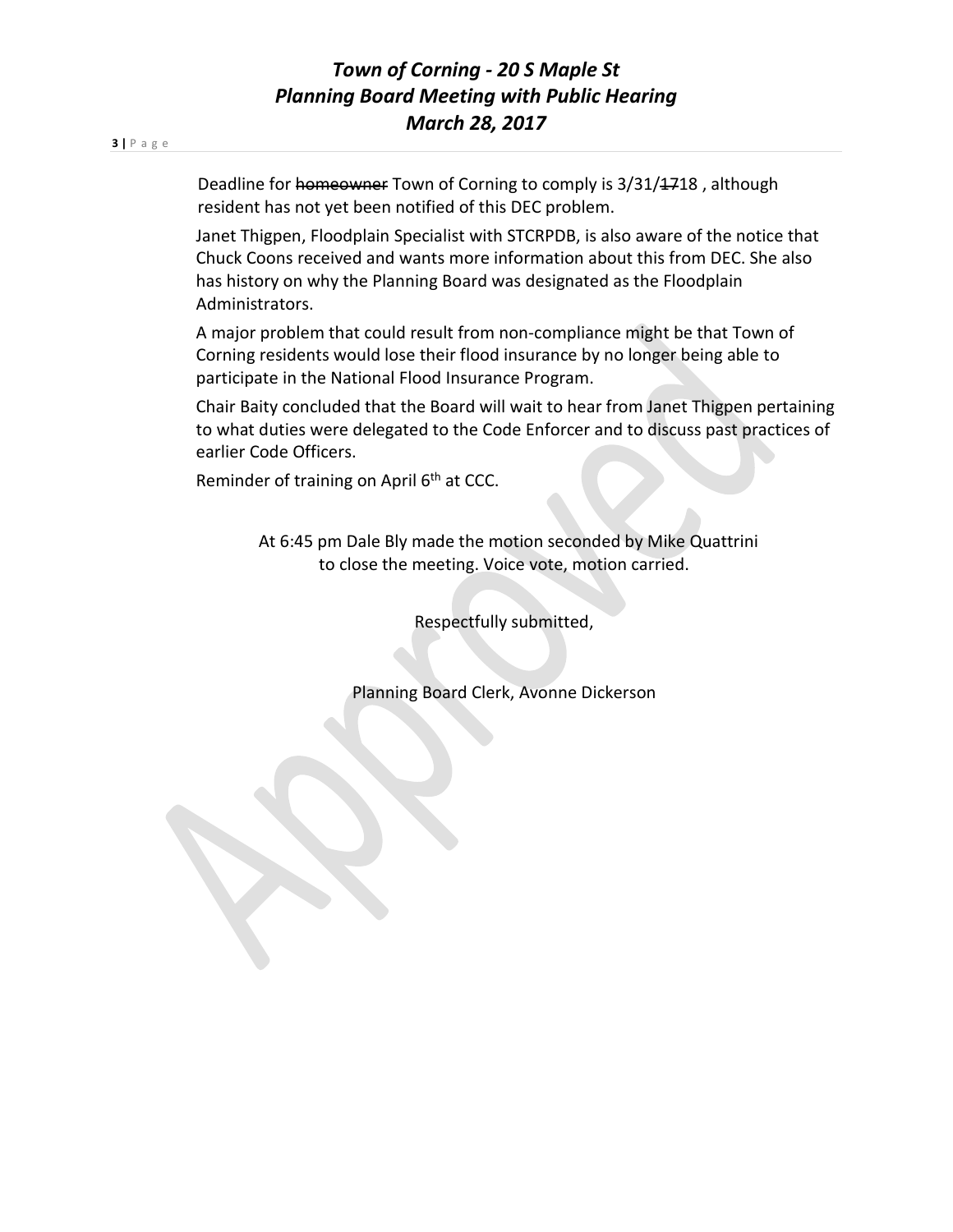Deadline for ~~homeowner~~ Town of Corning to comply is 3/31/~~17~~18 , although resident has not yet been notified of this DEC problem.

Janet Thigpen, Floodplain Specialist with STCRPDB, is also aware of the notice that Chuck Coons received and wants more information about this from DEC. She also has history on why the Planning Board was designated as the Floodplain Administrators.

A major problem that could result from non-compliance might be that Town of Corning residents would lose their flood insurance by no longer being able to participate in the National Flood Insurance Program.

Chair Baity concluded that the Board will wait to hear from Janet Thigpen pertaining to what duties were delegated to the Code Enforcer and to discuss past practices of earlier Code Officers.

Reminder of training on April 6th at CCC.

At 6:45 pm Dale Bly made the motion seconded by Mike Quattrini to close the meeting. Voice vote, motion carried.

Respectfully submitted,

Planning Board Clerk, Avonne Dickerson